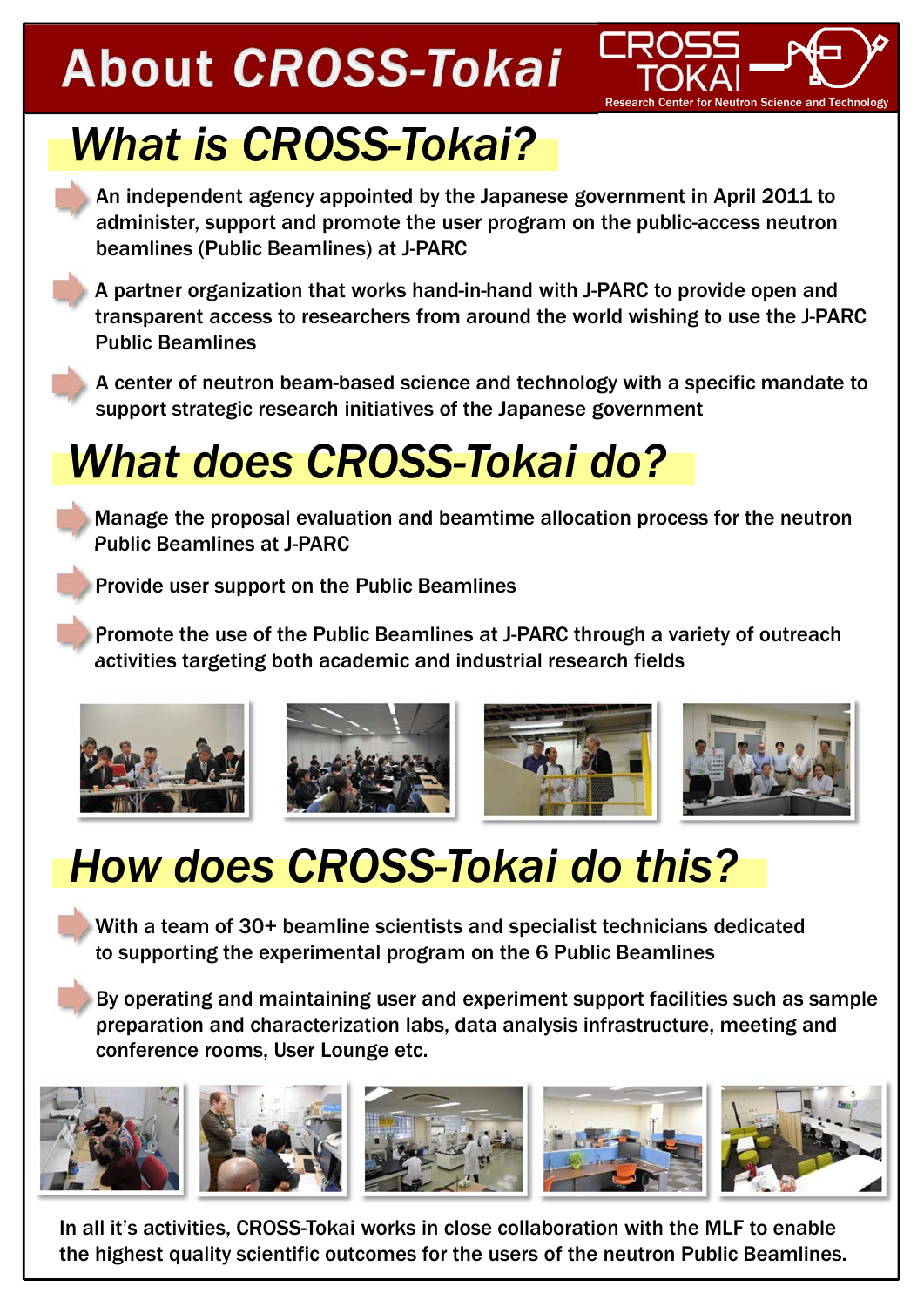# About *CROSS-Tokai*

CROSS TOKAI
Research Center for Neutron Science and Technology

## *What is CROSS-Tokai?*

- An independent agency appointed by the Japanese government in April 2011 to administer, support and promote the user program on the public-access neutron beamlines (Public Beamlines) at J-PARC
- A partner organization that works hand-in-hand with J-PARC to provide open and transparent access to researchers from around the world wishing to use the J-PARC Public Beamlines
- A center of neutron beam-based science and technology with a specific mandate to support strategic research initiatives of the Japanese government

## *What does CROSS-Tokai do?*

- Manage the proposal evaluation and beamtime allocation process for the neutron Public Beamlines at J-PARC
- Provide user support on the Public Beamlines
- Promote the use of the Public Beamlines at J-PARC through a variety of outreach activities targeting both academic and industrial research fields

## *How does CROSS-Tokai do this?*

- With a team of 30+ beamline scientists and specialist technicians dedicated to supporting the experimental program on the 6 Public Beamlines
- By operating and maintaining user and experiment support facilities such as sample preparation and characterization labs, data analysis infrastructure, meeting and conference rooms, User Lounge etc.

In all it's activities, CROSS-Tokai works in close collaboration with the MLF to enable the highest quality scientific outcomes for the users of the neutron Public Beamlines.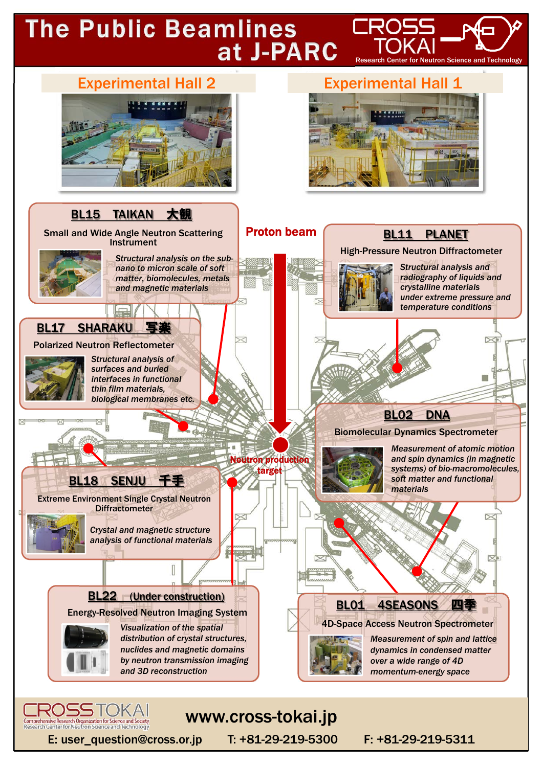# The Public Beamlines at J-PARC

CROSS TOKAI
Research Center for Neutron Science and Technology

## Experimental Hall 2

## Experimental Hall 1

### BL15 TAIKAN 大観

Small and Wide Angle Neutron Scattering Instrument

*Structural analysis on the sub-nano to micron scale of soft matter, biomolecules, metals and magnetic materials*

**Proton beam**

### BL11 PLANET

High-Pressure Neutron Diffractometer

*Structural analysis and radiography of liquids and crystalline materials under extreme pressure and temperature conditions*

### BL17 SHARAKU 写楽

Polarized Neutron Reflectometer

*Structural analysis of surfaces and buried interfaces in functional thin film materials, biological membranes etc.*

### BL02 DNA

Biomolecular Dynamics Spectrometer

*Measurement of atomic motion and spin dynamics (in magnetic systems) of bio-macromolecules, soft matter and functional materials*

**Neutron production target**

### BL18 SENJU 千手

Extreme Environment Single Crystal Neutron Diffractometer

*Crystal and magnetic structure analysis of functional materials*

### BL22 (Under construction)

Energy-Resolved Neutron Imaging System

*Visualization of the spatial distribution of crystal structures, nuclides and magnetic domains by neutron transmission imaging and 3D reconstruction*

### BL01 4SEASONS 四季

4D-Space Access Neutron Spectrometer

*Measurement of spin and lattice dynamics in condensed matter over a wide range of 4D momentum-energy space*

CROSS TOKAI
Comprehensive Research Organization for Science and Society
Research Center for Neutron Science and Technology

www.cross-tokai.jp

E: user_question@cross.or.jp T: +81-29-219-5300 F: +81-29-219-5311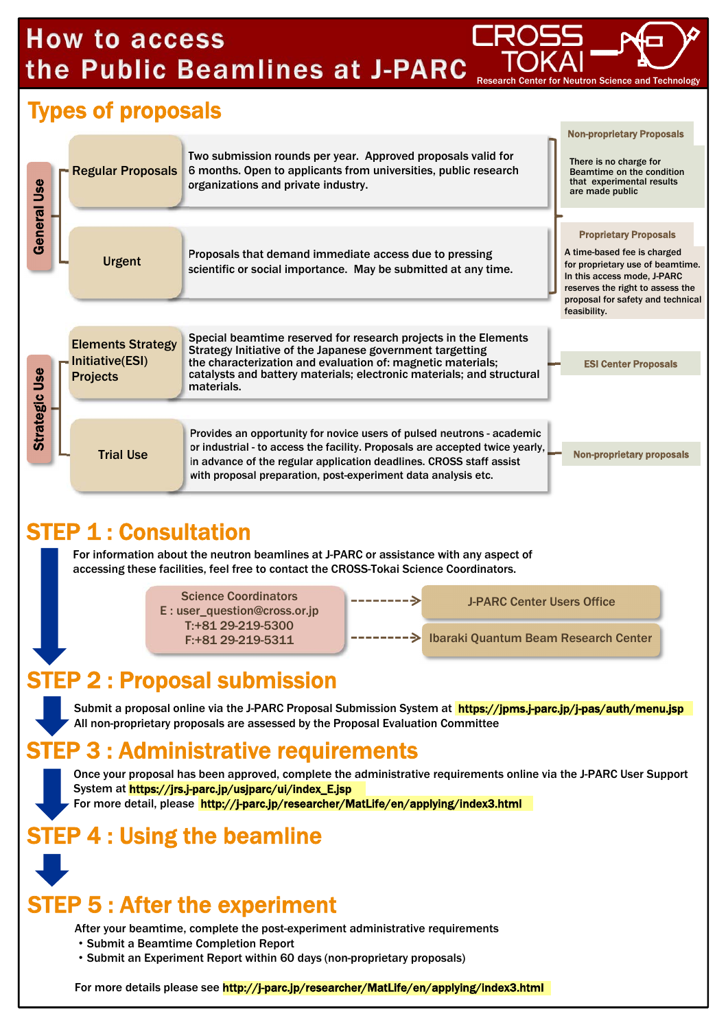# How to access the Public Beamlines at J-PARC

CROSS TOKAI
Research Center for Neutron Science and Technology

## Types of proposals

### General Use

**Regular Proposals**
Two submission rounds per year. Approved proposals valid for 6 months. Open to applicants from universities, public research organizations and private industry.

**Urgent**
Proposals that demand immediate access due to pressing scientific or social importance. May be submitted at any time.

**Non-proprietary Proposals**
There is no charge for Beamtime on the condition that experimental results are made public

**Proprietary Proposals**
A time-based fee is charged for proprietary use of beamtime. In this access mode, J-PARC reserves the right to assess the proposal for safety and technical feasibility.

### Strategic Use

**Elements Strategy Initiative(ESI) Projects**
Special beamtime reserved for research projects in the Elements Strategy Initiative of the Japanese government targetting the characterization and evaluation of: magnetic materials; catalysts and battery materials; electronic materials; and structural materials.

→ ESI Center Proposals

**Trial Use**
Provides an opportunity for novice users of pulsed neutrons - academic or industrial - to access the facility. Proposals are accepted twice yearly, in advance of the regular application deadlines. CROSS staff assist with proposal preparation, post-experiment data analysis etc.

→ Non-proprietary proposals

## STEP 1 : Consultation

For information about the neutron beamlines at J-PARC or assistance with any aspect of accessing these facilities, feel free to contact the CROSS-Tokai Science Coordinators.

Science Coordinators
E : user_question@cross.or.jp
T:+81 29-219-5300
F:+81 29-219-5311

→ J-PARC Center Users Office
→ Ibaraki Quantum Beam Research Center

## STEP 2 : Proposal submission

Submit a proposal online via the J-PARC Proposal Submission System at **https://jpms.j-parc.jp/j-pas/auth/menu.jsp**
All non-proprietary proposals are assessed by the Proposal Evaluation Committee

## STEP 3 : Administrative requirements

Once your proposal has been approved, complete the administrative requirements online via the J-PARC User Support System at **https://jrs.j-parc.jp/usjparc/ui/index_E.jsp**
For more detail, please **http://j-parc.jp/researcher/MatLife/en/applying/index3.html**

## STEP 4 : Using the beamline

## STEP 5 : After the experiment

After your beamtime, complete the post-experiment administrative requirements

- Submit a Beamtime Completion Report
- Submit an Experiment Report within 60 days (non-proprietary proposals)

For more details please see **http://j-parc.jp/researcher/MatLife/en/applying/index3.html**